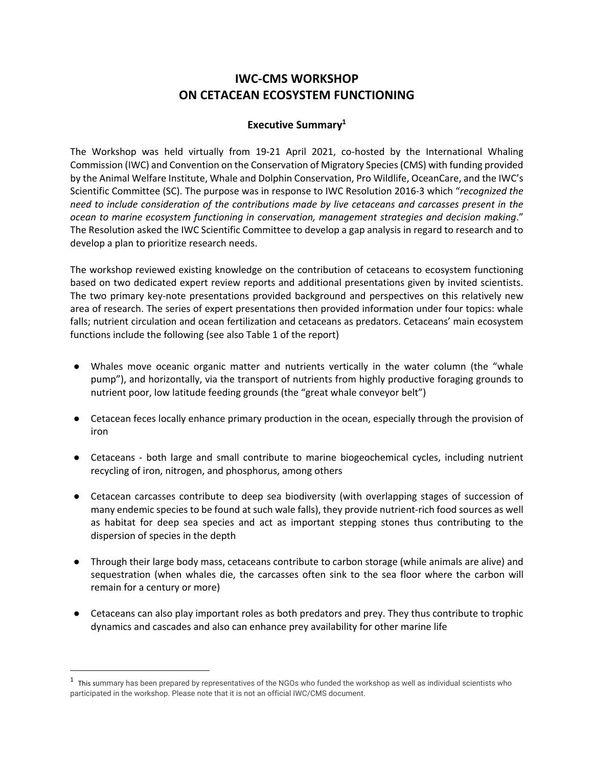# IWC-CMS WORKSHOP ON CETACEAN ECOSYSTEM FUNCTIONING

## Executive Summary[1]

The Workshop was held virtually from 19-21 April 2021, co-hosted by the International Whaling Commission (IWC) and Convention on the Conservation of Migratory Species (CMS) with funding provided by the Animal Welfare Institute, Whale and Dolphin Conservation, Pro Wildlife, OceanCare, and the IWC's Scientific Committee (SC). The purpose was in response to IWC Resolution 2016-3 which "*recognized the need to include consideration of the contributions made by live cetaceans and carcasses present in the ocean to marine ecosystem functioning in conservation, management strategies and decision making*." The Resolution asked the IWC Scientific Committee to develop a gap analysis in regard to research and to develop a plan to prioritize research needs.

The workshop reviewed existing knowledge on the contribution of cetaceans to ecosystem functioning based on two dedicated expert review reports and additional presentations given by invited scientists. The two primary key-note presentations provided background and perspectives on this relatively new area of research. The series of expert presentations then provided information under four topics: whale falls; nutrient circulation and ocean fertilization and cetaceans as predators. Cetaceans' main ecosystem functions include the following (see also Table 1 of the report)

- Whales move oceanic organic matter and nutrients vertically in the water column (the "whale pump"), and horizontally, via the transport of nutrients from highly productive foraging grounds to nutrient poor, low latitude feeding grounds (the "great whale conveyor belt")
- Cetacean feces locally enhance primary production in the ocean, especially through the provision of iron
- Cetaceans - both large and small contribute to marine biogeochemical cycles, including nutrient recycling of iron, nitrogen, and phosphorus, among others
- Cetacean carcasses contribute to deep sea biodiversity (with overlapping stages of succession of many endemic species to be found at such wale falls), they provide nutrient-rich food sources as well as habitat for deep sea species and act as important stepping stones thus contributing to the dispersion of species in the depth
- Through their large body mass, cetaceans contribute to carbon storage (while animals are alive) and sequestration (when whales die, the carcasses often sink to the sea floor where the carbon will remain for a century or more)
- Cetaceans can also play important roles as both predators and prey. They thus contribute to trophic dynamics and cascades and also can enhance prey availability for other marine life

[1] This summary has been prepared by representatives of the NGOs who funded the workshop as well as individual scientists who participated in the workshop. Please note that it is not an official IWC/CMS document.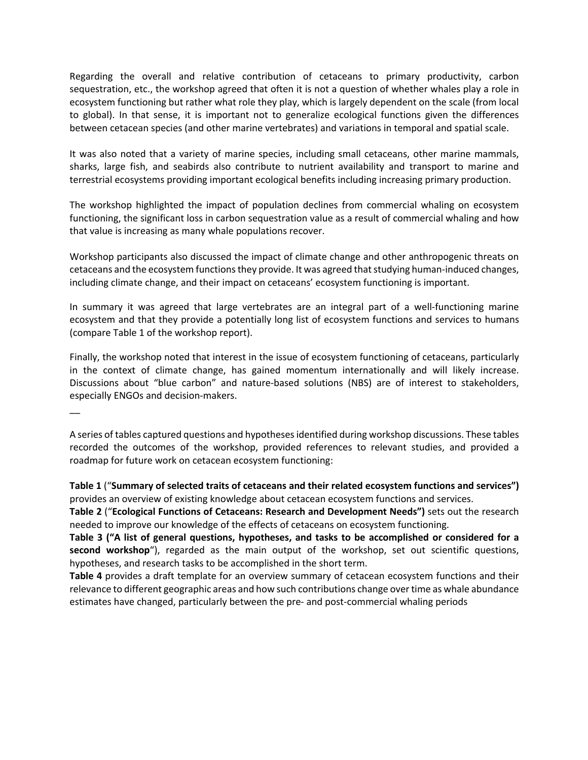Regarding the overall and relative contribution of cetaceans to primary productivity, carbon sequestration, etc., the workshop agreed that often it is not a question of whether whales play a role in ecosystem functioning but rather what role they play, which is largely dependent on the scale (from local to global). In that sense, it is important not to generalize ecological functions given the differences between cetacean species (and other marine vertebrates) and variations in temporal and spatial scale.

It was also noted that a variety of marine species, including small cetaceans, other marine mammals, sharks, large fish, and seabirds also contribute to nutrient availability and transport to marine and terrestrial ecosystems providing important ecological benefits including increasing primary production.

The workshop highlighted the impact of population declines from commercial whaling on ecosystem functioning, the significant loss in carbon sequestration value as a result of commercial whaling and how that value is increasing as many whale populations recover.

Workshop participants also discussed the impact of climate change and other anthropogenic threats on cetaceans and the ecosystem functions they provide. It was agreed that studying human-induced changes, including climate change, and their impact on cetaceans' ecosystem functioning is important.

In summary it was agreed that large vertebrates are an integral part of a well-functioning marine ecosystem and that they provide a potentially long list of ecosystem functions and services to humans (compare Table 1 of the workshop report).

Finally, the workshop noted that interest in the issue of ecosystem functioning of cetaceans, particularly in the context of climate change, has gained momentum internationally and will likely increase. Discussions about "blue carbon" and nature-based solutions (NBS) are of interest to stakeholders, especially ENGOs and decision-makers.

—

A series of tables captured questions and hypotheses identified during workshop discussions. These tables recorded the outcomes of the workshop, provided references to relevant studies, and provided a roadmap for future work on cetacean ecosystem functioning:

**Table 1** ("**Summary of selected traits of cetaceans and their related ecosystem functions and services")** provides an overview of existing knowledge about cetacean ecosystem functions and services.
**Table 2** ("**Ecological Functions of Cetaceans: Research and Development Needs")** sets out the research needed to improve our knowledge of the effects of cetaceans on ecosystem functioning.
**Table 3 ("A list of general questions, hypotheses, and tasks to be accomplished or considered for a second workshop**"), regarded as the main output of the workshop, set out scientific questions, hypotheses, and research tasks to be accomplished in the short term.
**Table 4** provides a draft template for an overview summary of cetacean ecosystem functions and their relevance to different geographic areas and how such contributions change over time as whale abundance estimates have changed, particularly between the pre- and post-commercial whaling periods